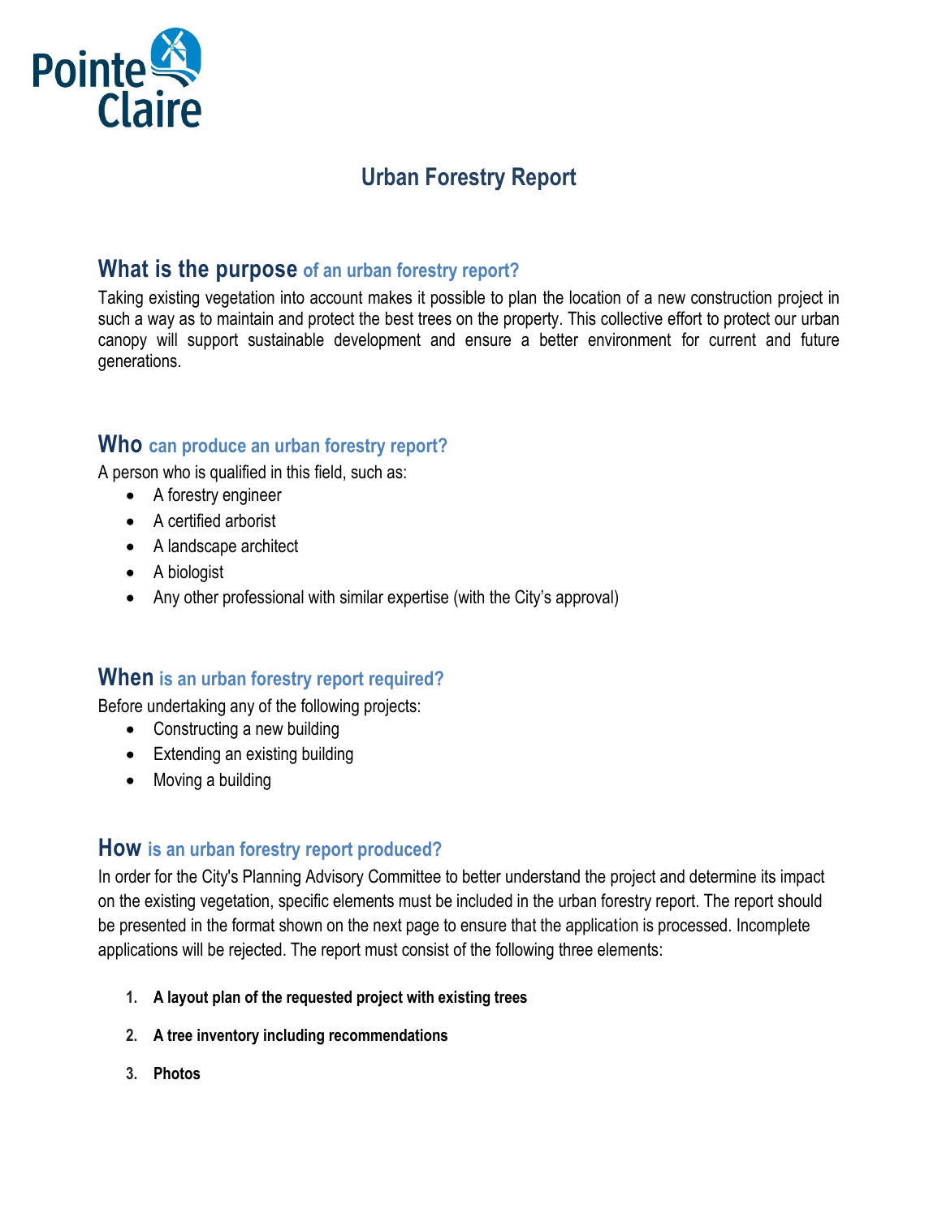Pointe Claire

# Urban Forestry Report

## What is the purpose of an urban forestry report?

Taking existing vegetation into account makes it possible to plan the location of a new construction project in such a way as to maintain and protect the best trees on the property. This collective effort to protect our urban canopy will support sustainable development and ensure a better environment for current and future generations.

## Who can produce an urban forestry report?

A person who is qualified in this field, such as:

- A forestry engineer
- A certified arborist
- A landscape architect
- A biologist
- Any other professional with similar expertise (with the City's approval)

## When is an urban forestry report required?

Before undertaking any of the following projects:

- Constructing a new building
- Extending an existing building
- Moving a building

## How is an urban forestry report produced?

In order for the City's Planning Advisory Committee to better understand the project and determine its impact on the existing vegetation, specific elements must be included in the urban forestry report. The report should be presented in the format shown on the next page to ensure that the application is processed. Incomplete applications will be rejected. The report must consist of the following three elements:

1. **A layout plan of the requested project with existing trees**
2. **A tree inventory including recommendations**
3. **Photos**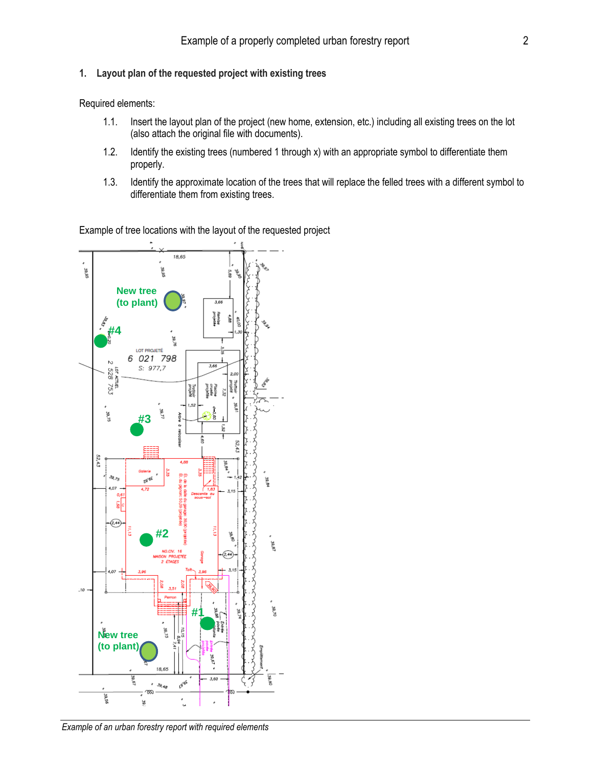## 1. Layout plan of the requested project with existing trees

Required elements:

- 1.1. Insert the layout plan of the project (new home, extension, etc.) including all existing trees on the lot (also attach the original file with documents).
- 1.2. Identify the existing trees (numbered 1 through x) with an appropriate symbol to differentiate them properly.
- 1.3. Identify the approximate location of the trees that will replace the felled trees with a different symbol to differentiate them from existing trees.

Example of tree locations with the layout of the requested project

*Example of an urban forestry report with required elements*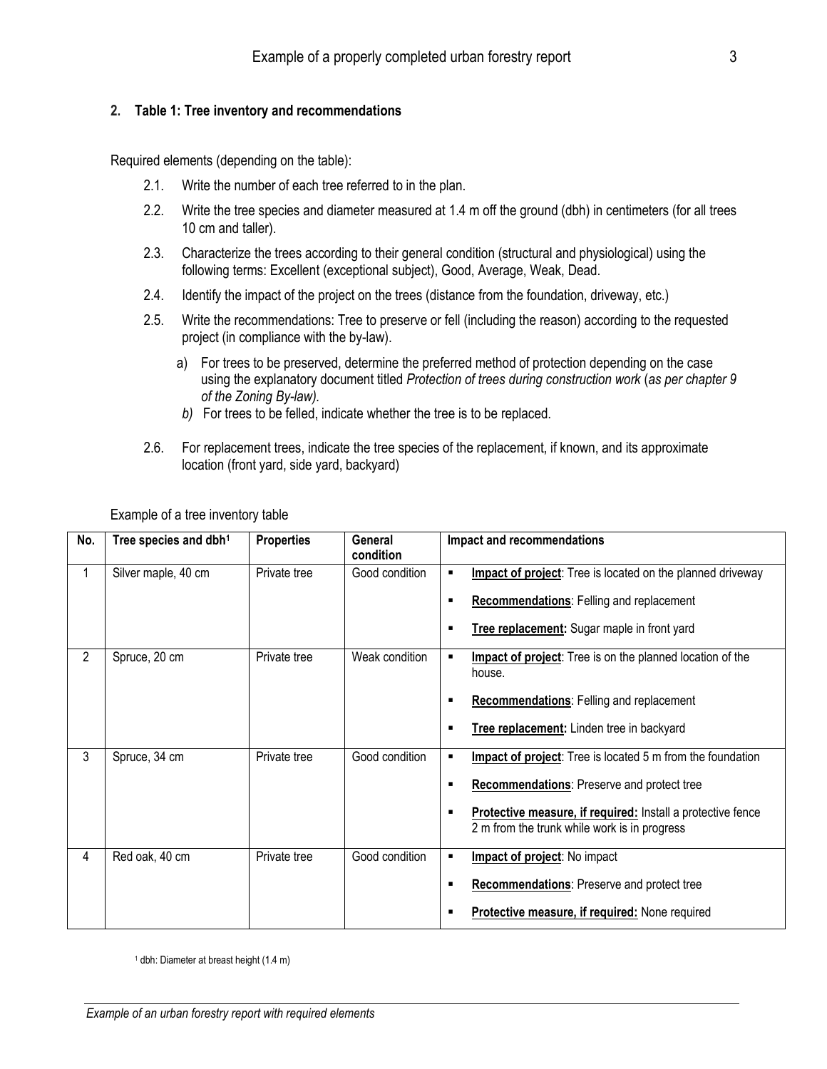## 2. Table 1: Tree inventory and recommendations

Required elements (depending on the table):

2.1. Write the number of each tree referred to in the plan.

2.2. Write the tree species and diameter measured at 1.4 m off the ground (dbh) in centimeters (for all trees 10 cm and taller).

2.3. Characterize the trees according to their general condition (structural and physiological) using the following terms: Excellent (exceptional subject), Good, Average, Weak, Dead.

2.4. Identify the impact of the project on the trees (distance from the foundation, driveway, etc.)

2.5. Write the recommendations: Tree to preserve or fell (including the reason) according to the requested project (in compliance with the by-law).

a) For trees to be preserved, determine the preferred method of protection depending on the case using the explanatory document titled *Protection of trees during construction work* (*as per chapter 9 of the Zoning By-law).*

*b)* For trees to be felled, indicate whether the tree is to be replaced.

2.6. For replacement trees, indicate the tree species of the replacement, if known, and its approximate location (front yard, side yard, backyard)

Example of a tree inventory table

| No. | Tree species and dbh[1] | Properties | General condition | Impact and recommendations |
|---|---|---|---|---|
| 1 | Silver maple, 40 cm | Private tree | Good condition | ▪ **Impact of project**: Tree is located on the planned driveway<br>▪ **Recommendations**: Felling and replacement<br>▪ **Tree replacement:** Sugar maple in front yard |
| 2 | Spruce, 20 cm | Private tree | Weak condition | ▪ **Impact of project**: Tree is on the planned location of the house.<br>▪ **Recommendations**: Felling and replacement<br>▪ **Tree replacement:** Linden tree in backyard |
| 3 | Spruce, 34 cm | Private tree | Good condition | ▪ **Impact of project**: Tree is located 5 m from the foundation<br>▪ **Recommendations**: Preserve and protect tree<br>▪ **Protective measure, if required:** Install a protective fence 2 m from the trunk while work is in progress |
| 4 | Red oak, 40 cm | Private tree | Good condition | ▪ **Impact of project**: No impact<br>▪ **Recommendations**: Preserve and protect tree<br>▪ **Protective measure, if required:** None required |

[1] dbh: Diameter at breast height (1.4 m)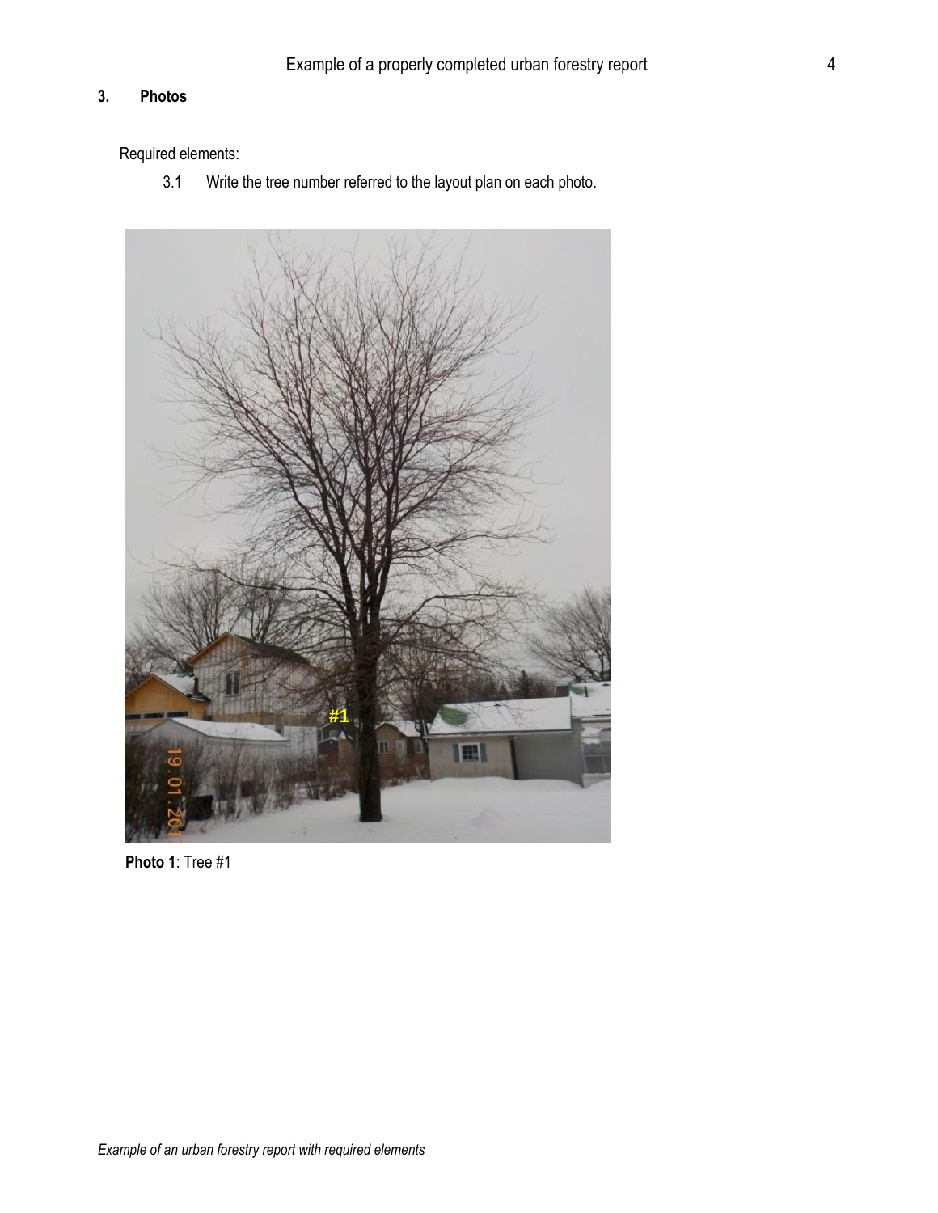## 3. Photos

Required elements:

3.1 Write the tree number referred to the layout plan on each photo.

**Photo 1**: Tree #1